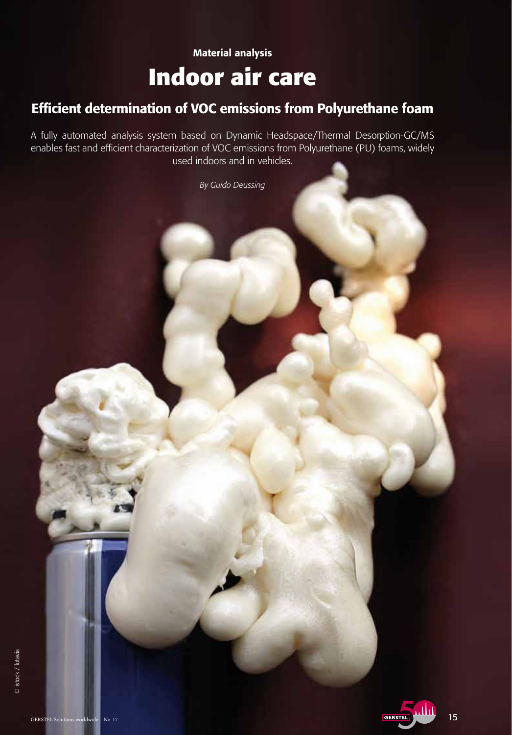Material analysis

# Indoor air care

## Efficient determination of VOC emissions from Polyurethane foam

A fully automated analysis system based on Dynamic Headspace/Thermal Desorption-GC/MS enables fast and efficient characterization of VOC emissions from Polyurethane (PU) foams, widely used indoors and in vehicles.

*By Guido Deussing*

© istock / lutavia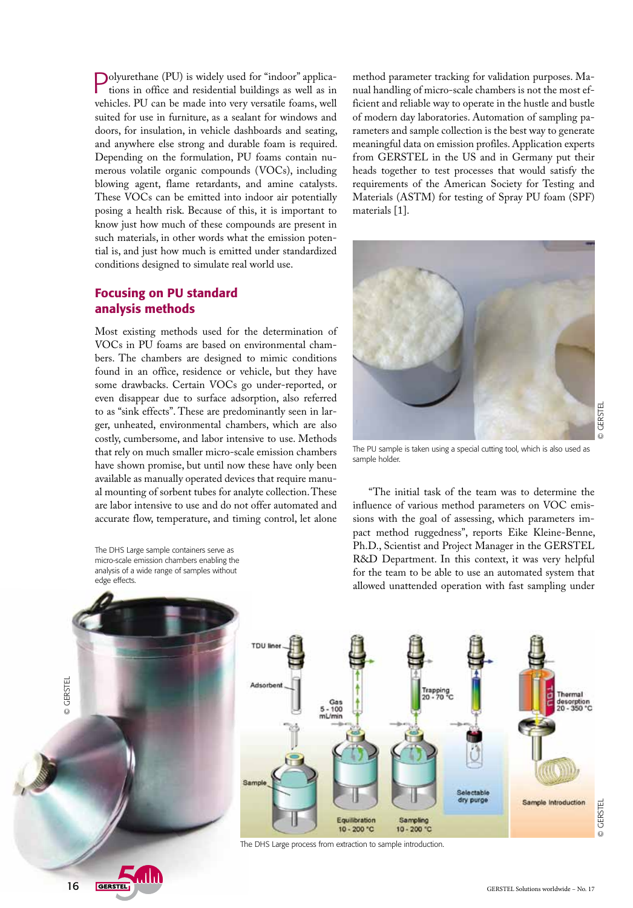Polyurethane (PU) is widely used for "indoor" applications in office and residential buildings as well as in vehicles. PU can be made into very versatile foams, well suited for use in furniture, as a sealant for windows and doors, for insulation, in vehicle dashboards and seating, and anywhere else strong and durable foam is required. Depending on the formulation, PU foams contain numerous volatile organic compounds (VOCs), including blowing agent, flame retardants, and amine catalysts. These VOCs can be emitted into indoor air potentially posing a health risk. Because of this, it is important to know just how much of these compounds are present in such materials, in other words what the emission potential is, and just how much is emitted under standardized conditions designed to simulate real world use.

## Focusing on PU standard analysis methods

Most existing methods used for the determination of VOCs in PU foams are based on environmental chambers. The chambers are designed to mimic conditions found in an office, residence or vehicle, but they have some drawbacks. Certain VOCs go under-reported, or even disappear due to surface adsorption, also referred to as "sink effects". These are predominantly seen in larger, unheated, environmental chambers, which are also costly, cumbersome, and labor intensive to use. Methods that rely on much smaller micro-scale emission chambers have shown promise, but until now these have only been available as manually operated devices that require manual mounting of sorbent tubes for analyte collection. These are labor intensive to use and do not offer automated and accurate flow, temperature, and timing control, let alone method parameter tracking for validation purposes. Manual handling of micro-scale chambers is not the most efficient and reliable way to operate in the hustle and bustle of modern day laboratories. Automation of sampling parameters and sample collection is the best way to generate meaningful data on emission profiles. Application experts from GERSTEL in the US and in Germany put their heads together to test processes that would satisfy the requirements of the American Society for Testing and Materials (ASTM) for testing of Spray PU foam (SPF) materials [1].

The PU sample is taken using a special cutting tool, which is also used as sample holder.

"The initial task of the team was to determine the influence of various method parameters on VOC emissions with the goal of assessing, which parameters impact method ruggedness", reports Eike Kleine-Benne, Ph.D., Scientist and Project Manager in the GERSTEL R&D Department. In this context, it was very helpful for the team to be able to use an automated system that allowed unattended operation with fast sampling under

The DHS Large sample containers serve as micro-scale emission chambers enabling the analysis of a wide range of samples without edge effects.

The DHS Large process from extraction to sample introduction.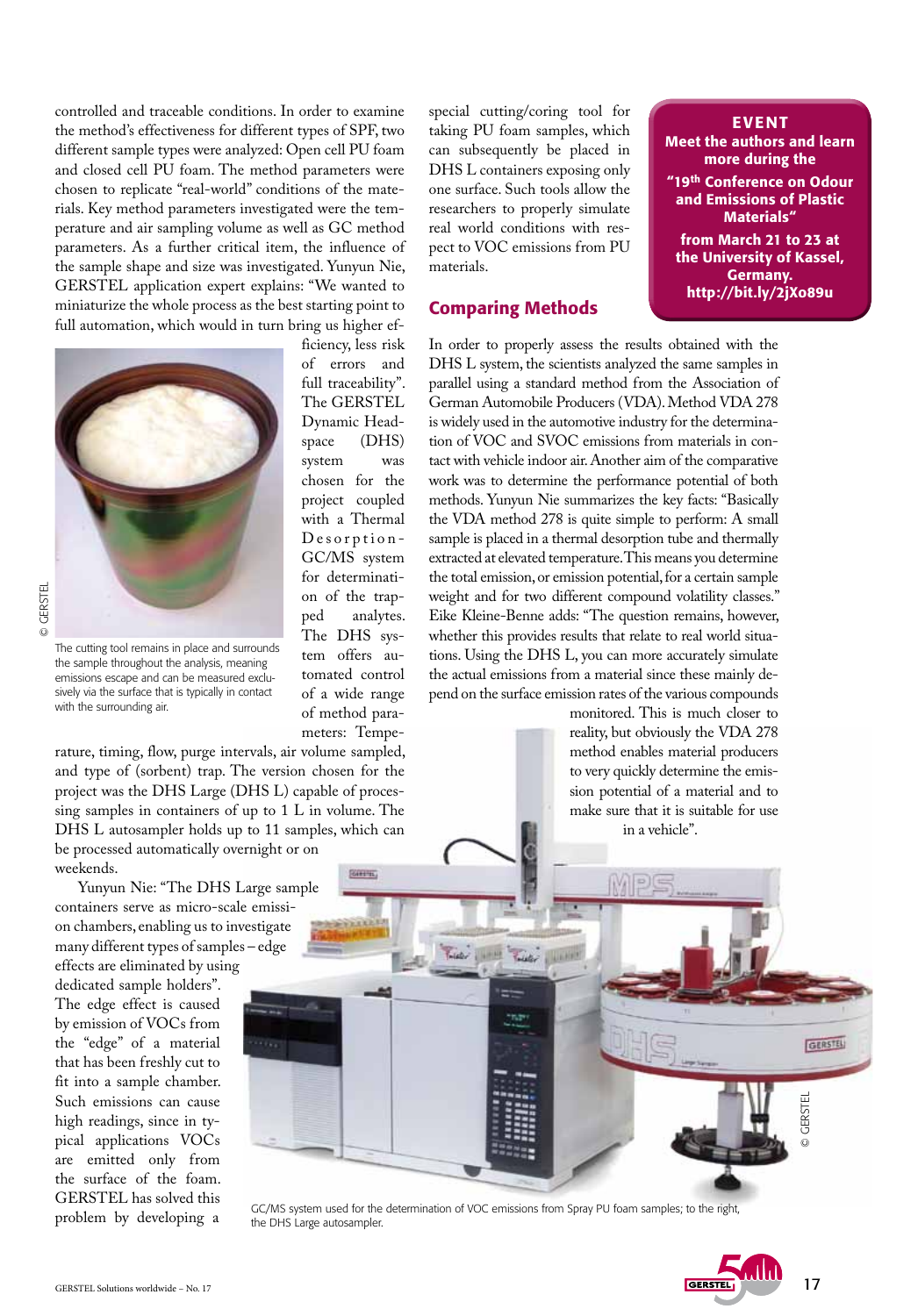controlled and traceable conditions. In order to examine the method's effectiveness for different types of SPF, two different sample types were analyzed: Open cell PU foam and closed cell PU foam. The method parameters were chosen to replicate "real-world" conditions of the materials. Key method parameters investigated were the temperature and air sampling volume as well as GC method parameters. As a further critical item, the influence of the sample shape and size was investigated. Yunyun Nie, GERSTEL application expert explains: "We wanted to miniaturize the whole process as the best starting point to full automation, which would in turn bring us higher efficiency, less risk of errors and full traceability". The GERSTEL Dynamic Headspace (DHS) system was chosen for the project coupled with a Thermal Desorption-GC/MS system for determination of the trapped analytes. The DHS system offers automated control of a wide range of method parameters: Temperature, timing, flow, purge intervals, air volume sampled, and type of (sorbent) trap. The version chosen for the project was the DHS Large (DHS L) capable of processing samples in containers of up to 1 L in volume. The DHS L autosampler holds up to 11 samples, which can be processed automatically overnight or on weekends.

The cutting tool remains in place and surrounds the sample throughout the analysis, meaning emissions escape and can be measured exclusively via the surface that is typically in contact with the surrounding air.

Yunyun Nie: "The DHS Large sample containers serve as micro-scale emission chambers, enabling us to investigate many different types of samples – edge effects are eliminated by using dedicated sample holders". The edge effect is caused by emission of VOCs from the "edge" of a material that has been freshly cut to fit into a sample chamber. Such emissions can cause high readings, since in typical applications VOCs are emitted only from the surface of the foam. GERSTEL has solved this problem by developing a special cutting/coring tool for taking PU foam samples, which can subsequently be placed in DHS L containers exposing only one surface. Such tools allow the researchers to properly simulate real world conditions with respect to VOC emissions from PU materials.

**EVENT**

**Meet the authors and learn more during the "19th Conference on Odour and Emissions of Plastic Materials" from March 21 to 23 at the University of Kassel, Germany. http://bit.ly/2jXo89u**

## Comparing Methods

In order to properly assess the results obtained with the DHS L system, the scientists analyzed the same samples in parallel using a standard method from the Association of German Automobile Producers (VDA). Method VDA 278 is widely used in the automotive industry for the determination of VOC and SVOC emissions from materials in contact with vehicle indoor air. Another aim of the comparative work was to determine the performance potential of both methods. Yunyun Nie summarizes the key facts: "Basically the VDA method 278 is quite simple to perform: A small sample is placed in a thermal desorption tube and thermally extracted at elevated temperature. This means you determine the total emission, or emission potential, for a certain sample weight and for two different compound volatility classes." Eike Kleine-Benne adds: "The question remains, however, whether this provides results that relate to real world situations. Using the DHS L, you can more accurately simulate the actual emissions from a material since these mainly depend on the surface emission rates of the various compounds monitored. This is much closer to reality, but obviously the VDA 278 method enables material producers to very quickly determine the emission potential of a material and to make sure that it is suitable for use in a vehicle".

GC/MS system used for the determination of VOC emissions from Spray PU foam samples; to the right, the DHS Large autosampler.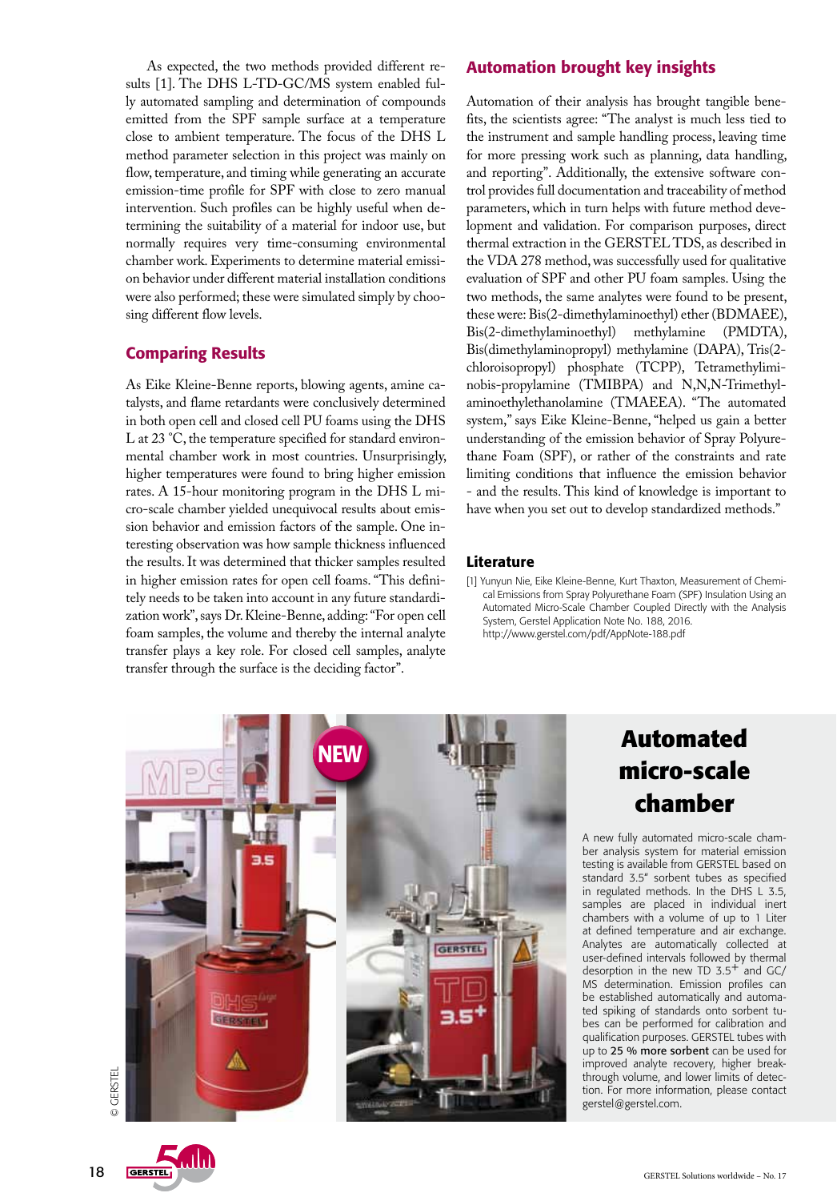As expected, the two methods provided different results [1]. The DHS L-TD-GC/MS system enabled fully automated sampling and determination of compounds emitted from the SPF sample surface at a temperature close to ambient temperature. The focus of the DHS L method parameter selection in this project was mainly on flow, temperature, and timing while generating an accurate emission-time profile for SPF with close to zero manual intervention. Such profiles can be highly useful when determining the suitability of a material for indoor use, but normally requires very time-consuming environmental chamber work. Experiments to determine material emission behavior under different material installation conditions were also performed; these were simulated simply by choosing different flow levels.

## Comparing Results

As Eike Kleine-Benne reports, blowing agents, amine catalysts, and flame retardants were conclusively determined in both open cell and closed cell PU foams using the DHS L at 23 °C, the temperature specified for standard environmental chamber work in most countries. Unsurprisingly, higher temperatures were found to bring higher emission rates. A 15-hour monitoring program in the DHS L micro-scale chamber yielded unequivocal results about emission behavior and emission factors of the sample. One interesting observation was how sample thickness influenced the results. It was determined that thicker samples resulted in higher emission rates for open cell foams. "This definitely needs to be taken into account in any future standardization work", says Dr. Kleine-Benne, adding: "For open cell foam samples, the volume and thereby the internal analyte transfer plays a key role. For closed cell samples, analyte transfer through the surface is the deciding factor".

## Automation brought key insights

Automation of their analysis has brought tangible benefits, the scientists agree: "The analyst is much less tied to the instrument and sample handling process, leaving time for more pressing work such as planning, data handling, and reporting". Additionally, the extensive software control provides full documentation and traceability of method parameters, which in turn helps with future method development and validation. For comparison purposes, direct thermal extraction in the GERSTEL TDS, as described in the VDA 278 method, was successfully used for qualitative evaluation of SPF and other PU foam samples. Using the two methods, the same analytes were found to be present, these were: Bis(2-dimethylaminoethyl) ether (BDMAEE), Bis(2-dimethylaminoethyl) methylamine (PMDTA), Bis(dimethylaminopropyl) methylamine (DAPA), Tris(2-chloroisopropyl) phosphate (TCPP), Tetramethyliminobis-propylamine (TMIBPA) and N,N,N-Trimethylaminoethylethanolamine (TMAEEA). "The automated system," says Eike Kleine-Benne, "helped us gain a better understanding of the emission behavior of Spray Polyurethane Foam (SPF), or rather of the constraints and rate limiting conditions that influence the emission behavior - and the results. This kind of knowledge is important to have when you set out to develop standardized methods."

### Literature

[1] Yunyun Nie, Eike Kleine-Benne, Kurt Thaxton, Measurement of Chemical Emissions from Spray Polyurethane Foam (SPF) Insulation Using an Automated Micro-Scale Chamber Coupled Directly with the Analysis System, Gerstel Application Note No. 188, 2016. http://www.gerstel.com/pdf/AppNote-188.pdf

NEW

## Automated micro-scale chamber

A new fully automated micro-scale chamber analysis system for material emission testing is available from GERSTEL based on standard 3.5" sorbent tubes as specified in regulated methods. In the DHS L 3.5, samples are placed in individual inert chambers with a volume of up to 1 Liter at defined temperature and air exchange. Analytes are automatically collected at user-defined intervals followed by thermal desorption in the new TD $3.5^{+}$ and GC/MS determination. Emission profiles can be established automatically and automated spiking of standards onto sorbent tubes can be performed for calibration and qualification purposes. GERSTEL tubes with up to **25 % more sorbent** can be used for improved analyte recovery, higher breakthrough volume, and lower limits of detection. For more information, please contact gerstel@gerstel.com.

© GERSTEL